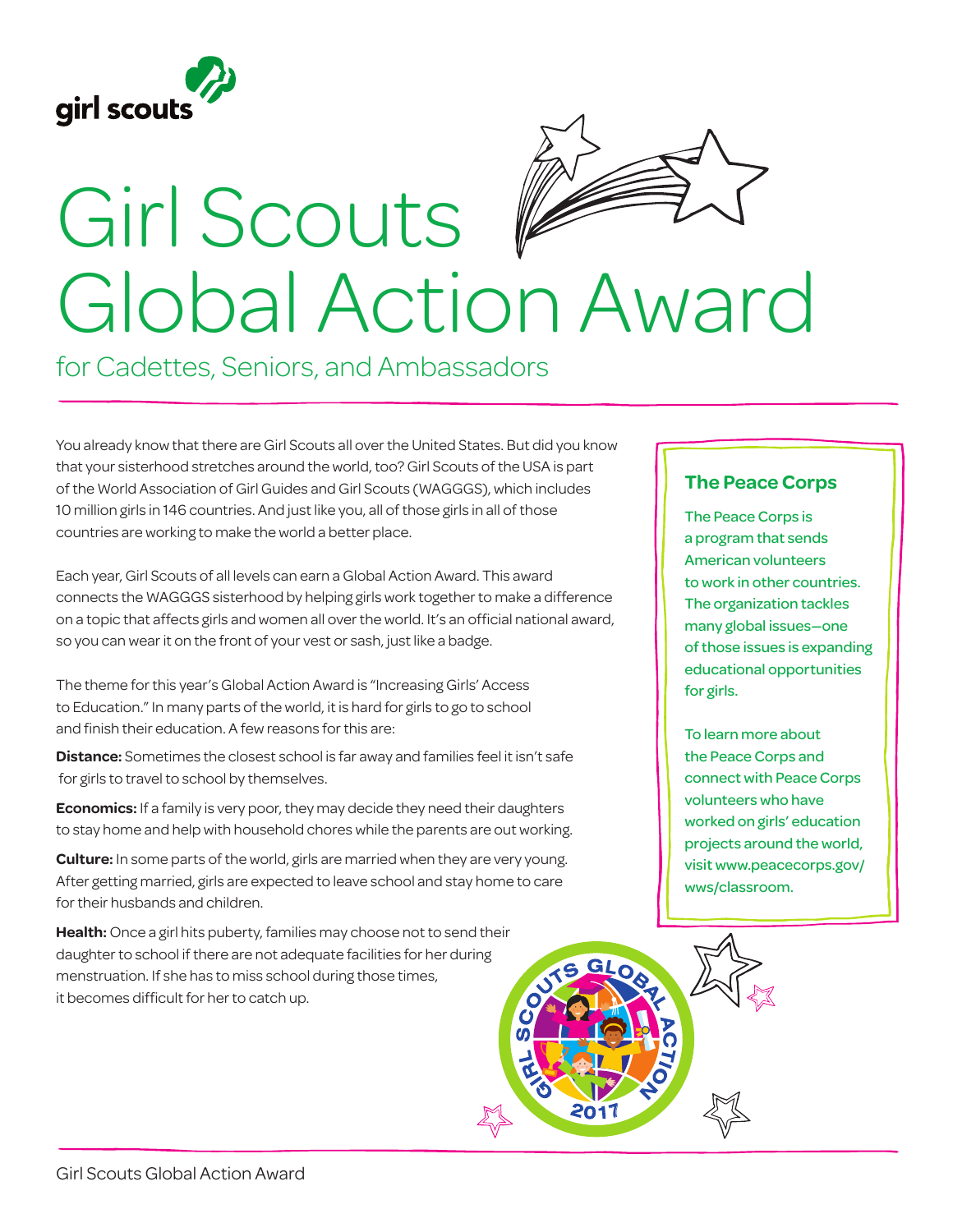girl scouts

# Girl Scouts Global Action Award

for Cadettes, Seniors, and Ambassadors

You already know that there are Girl Scouts all over the United States. But did you know that your sisterhood stretches around the world, too? Girl Scouts of the USA is part of the World Association of Girl Guides and Girl Scouts (WAGGGS), which includes 10 million girls in 146 countries. And just like you, all of those girls in all of those countries are working to make the world a better place.

Each year, Girl Scouts of all levels can earn a Global Action Award. This award connects the WAGGGS sisterhood by helping girls work together to make a difference on a topic that affects girls and women all over the world. It's an official national award, so you can wear it on the front of your vest or sash, just like a badge.

The theme for this year's Global Action Award is "Increasing Girls' Access to Education." In many parts of the world, it is hard for girls to go to school and finish their education. A few reasons for this are:

**Distance:** Sometimes the closest school is far away and families feel it isn't safe for girls to travel to school by themselves.

**Economics:** If a family is very poor, they may decide they need their daughters to stay home and help with household chores while the parents are out working.

**Culture:** In some parts of the world, girls are married when they are very young. After getting married, girls are expected to leave school and stay home to care for their husbands and children.

**Health:** Once a girl hits puberty, families may choose not to send their daughter to school if there are not adequate facilities for her during menstruation. If she has to miss school during those times, it becomes difficult for her to catch up.

### The Peace Corps

The Peace Corps is a program that sends American volunteers to work in other countries. The organization tackles many global issues—one of those issues is expanding educational opportunities for girls.

To learn more about the Peace Corps and connect with Peace Corps volunteers who have worked on girls' education projects around the world, visit www.peacecorps.gov/wws/classroom.

GIRL SCOUTS GLOBAL ACTION 2017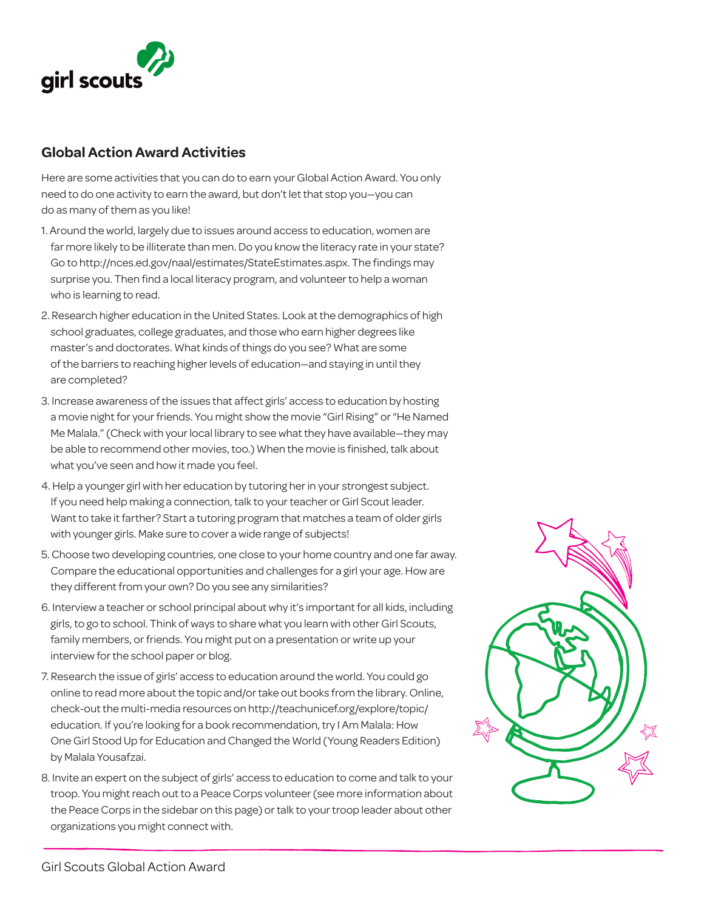girl scouts

## Global Action Award Activities

Here are some activities that you can do to earn your Global Action Award. You only need to do one activity to earn the award, but don't let that stop you—you can do as many of them as you like!

1. Around the world, largely due to issues around access to education, women are far more likely to be illiterate than men. Do you know the literacy rate in your state? Go to http://nces.ed.gov/naal/estimates/StateEstimates.aspx. The findings may surprise you. Then find a local literacy program, and volunteer to help a woman who is learning to read.
2. Research higher education in the United States. Look at the demographics of high school graduates, college graduates, and those who earn higher degrees like master's and doctorates. What kinds of things do you see? What are some of the barriers to reaching higher levels of education—and staying in until they are completed?
3. Increase awareness of the issues that affect girls' access to education by hosting a movie night for your friends. You might show the movie "Girl Rising" or "He Named Me Malala." (Check with your local library to see what they have available—they may be able to recommend other movies, too.) When the movie is finished, talk about what you've seen and how it made you feel.
4. Help a younger girl with her education by tutoring her in your strongest subject. If you need help making a connection, talk to your teacher or Girl Scout leader. Want to take it farther? Start a tutoring program that matches a team of older girls with younger girls. Make sure to cover a wide range of subjects!
5. Choose two developing countries, one close to your home country and one far away. Compare the educational opportunities and challenges for a girl your age. How are they different from your own? Do you see any similarities?
6. Interview a teacher or school principal about why it's important for all kids, including girls, to go to school. Think of ways to share what you learn with other Girl Scouts, family members, or friends. You might put on a presentation or write up your interview for the school paper or blog.
7. Research the issue of girls' access to education around the world. You could go online to read more about the topic and/or take out books from the library. Online, check-out the multi-media resources on http://teachunicef.org/explore/topic/education. If you're looking for a book recommendation, try I Am Malala: How One Girl Stood Up for Education and Changed the World (Young Readers Edition) by Malala Yousafzai.
8. Invite an expert on the subject of girls' access to education to come and talk to your troop. You might reach out to a Peace Corps volunteer (see more information about the Peace Corps in the sidebar on this page) or talk to your troop leader about other organizations you might connect with.